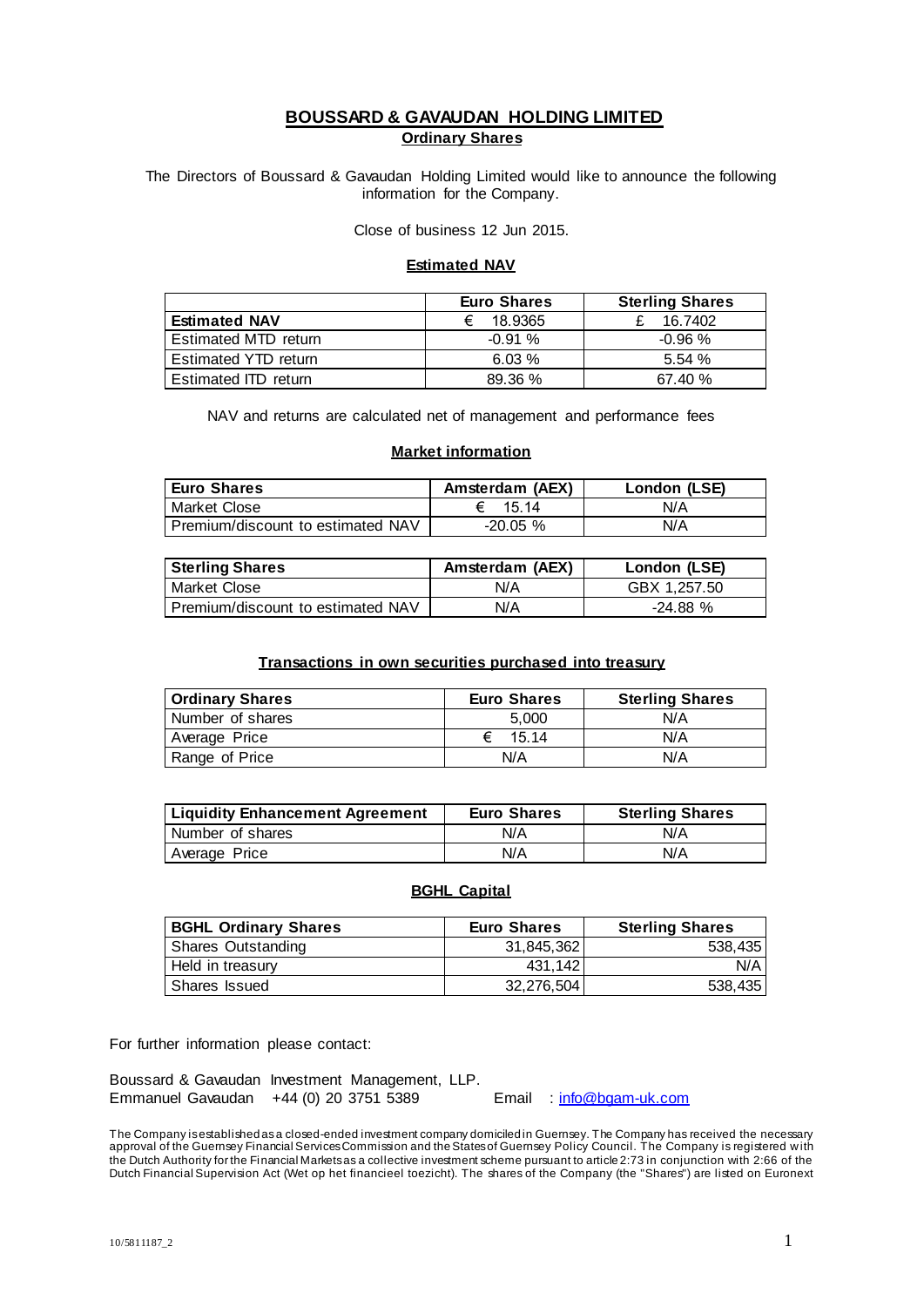# BOUSSARD & GAVAUDAN HOLDING LIMITED

## Ordinary Shares

The Directors of Boussard & Gavaudan Holding Limited would like to announce the following information for the Company.

Close of business 12 Jun 2015.

### Estimated NAV

| | Euro Shares | Sterling Shares |
|---|---|---|
| **Estimated NAV** | € 18.9365 | £ 16.7402 |
| Estimated MTD return | -0.91 % | -0.96 % |
| Estimated YTD return | 6.03 % | 5.54 % |
| Estimated ITD return | 89.36 % | 67.40 % |

NAV and returns are calculated net of management and performance fees

### Market information

| Euro Shares | Amsterdam (AEX) | London (LSE) |
|---|---|---|
| Market Close | € 15.14 | N/A |
| Premium/discount to estimated NAV | -20.05 % | N/A |

| Sterling Shares | Amsterdam (AEX) | London (LSE) |
|---|---|---|
| Market Close | N/A | GBX 1,257.50 |
| Premium/discount to estimated NAV | N/A | -24.88 % |

### Transactions in own securities purchased into treasury

| Ordinary Shares | Euro Shares | Sterling Shares |
|---|---|---|
| Number of shares | 5,000 | N/A |
| Average Price | € 15.14 | N/A |
| Range of Price | N/A | N/A |

| Liquidity Enhancement Agreement | Euro Shares | Sterling Shares |
|---|---|---|
| Number of shares | N/A | N/A |
| Average Price | N/A | N/A |

### BGHL Capital

| BGHL Ordinary Shares | Euro Shares | Sterling Shares |
|---|---|---|
| Shares Outstanding | 31,845,362 | 538,435 |
| Held in treasury | 431,142 | N/A |
| Shares Issued | 32,276,504 | 538,435 |

For further information please contact:

Boussard & Gavaudan Investment Management, LLP.
Emmanuel Gavaudan +44 (0) 20 3751 5389 Email : info@bgam-uk.com

The Company is established as a closed-ended investment company domiciled in Guernsey. The Company has received the necessary approval of the Guernsey Financial Services Commission and the States of Guernsey Policy Council. The Company is registered with the Dutch Authority for the Financial Markets as a collective investment scheme pursuant to article 2:73 in conjunction with 2:66 of the Dutch Financial Supervision Act (Wet op het financieel toezicht). The shares of the Company (the "Shares") are listed on Euronext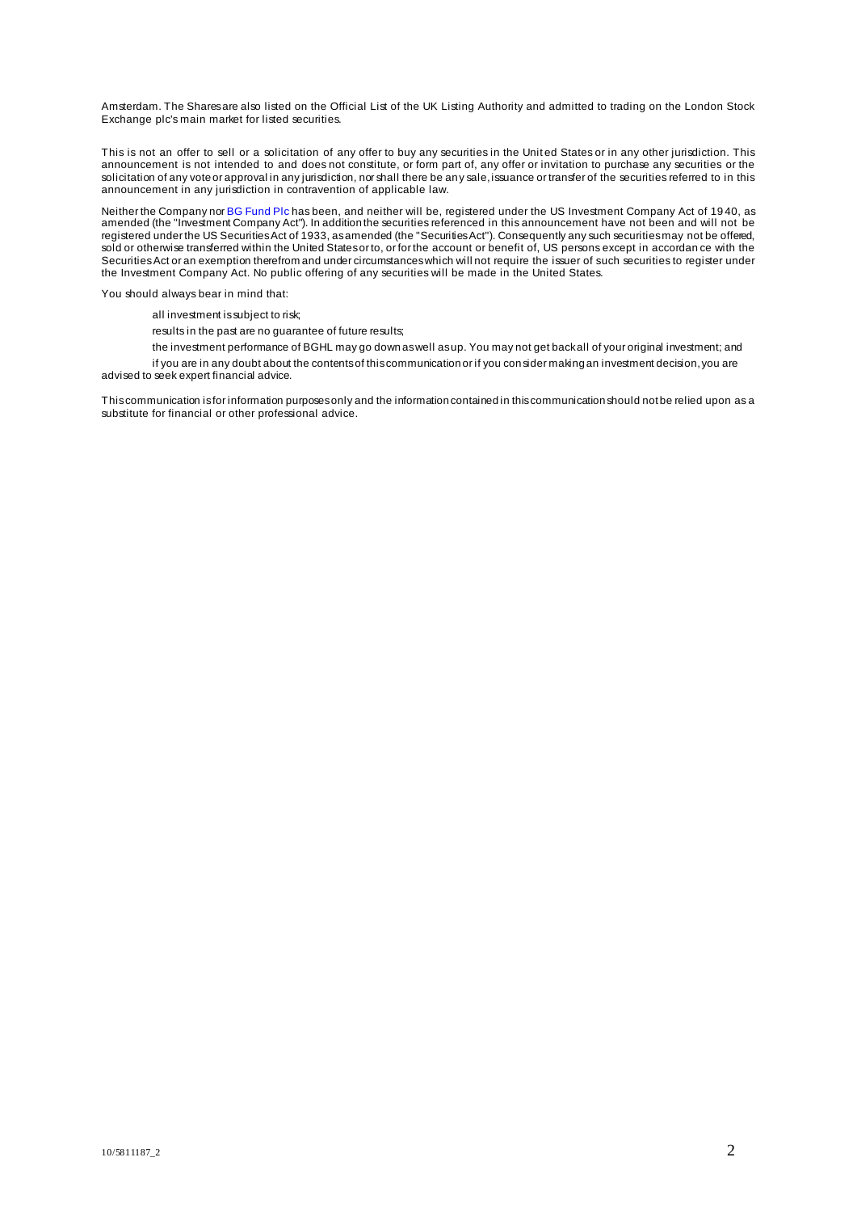Amsterdam. The Shares are also listed on the Official List of the UK Listing Authority and admitted to trading on the London Stock Exchange plc's main market for listed securities.

This is not an offer to sell or a solicitation of any offer to buy any securities in the United States or in any other jurisdiction. This announcement is not intended to and does not constitute, or form part of, any offer or invitation to purchase any securities or the solicitation of any vote or approval in any jurisdiction, nor shall there be any sale, issuance or transfer of the securities referred to in this announcement in any jurisdiction in contravention of applicable law.

Neither the Company nor BG Fund Plc has been, and neither will be, registered under the US Investment Company Act of 1940, as amended (the "Investment Company Act"). In addition the securities referenced in this announcement have not been and will not be registered under the US Securities Act of 1933, as amended (the "Securities Act"). Consequently any such securities may not be offered, sold or otherwise transferred within the United States or to, or for the account or benefit of, US persons except in accordance with the Securities Act or an exemption therefrom and under circumstances which will not require the issuer of such securities to register under the Investment Company Act. No public offering of any securities will be made in the United States.

You should always bear in mind that:

- all investment is subject to risk;
- results in the past are no guarantee of future results;
- the investment performance of BGHL may go down as well as up. You may not get back all of your original investment; and
- if you are in any doubt about the contents of this communication or if you consider making an investment decision, you are advised to seek expert financial advice.

This communication is for information purposes only and the information contained in this communication should not be relied upon as a substitute for financial or other professional advice.

10/5811187_2